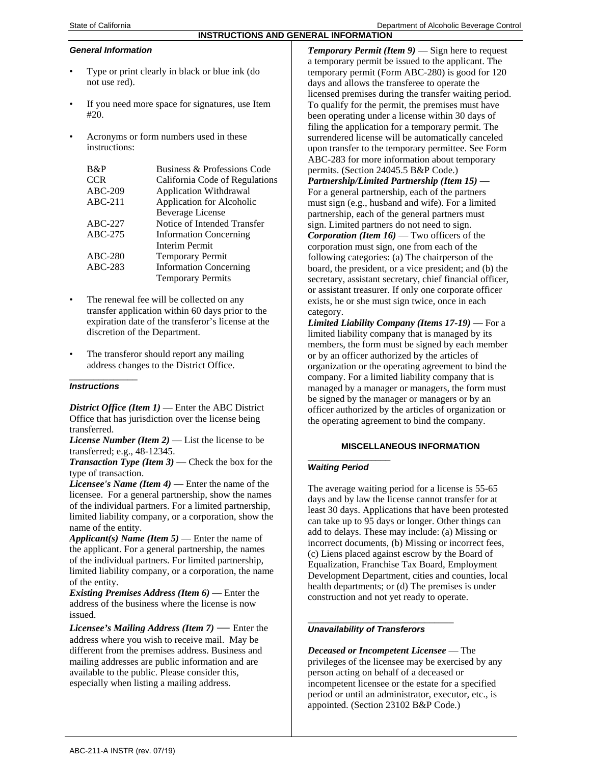# INSTRUCTIONS AND GENERAL INFORMATION

### *General Information*

- Type or print clearly in black or blue ink (do not use red).
- If you need more space for signatures, use Item #20.
- Acronyms or form numbers used in these instructions:

| | |
|---|---|
| B&P | Business & Professions Code |
| CCR | California Code of Regulations |
| ABC-209 | Application Withdrawal |
| ABC-211 | Application for Alcoholic Beverage License |
| ABC-227 | Notice of Intended Transfer |
| ABC-275 | Information Concerning Interim Permit |
| ABC-280 | Temporary Permit |
| ABC-283 | Information Concerning Temporary Permits |

- The renewal fee will be collected on any transfer application within 60 days prior to the expiration date of the transferor's license at the discretion of the Department.
- The transferor should report any mailing address changes to the District Office.

### *Instructions*

***District Office (Item 1)*** — Enter the ABC District Office that has jurisdiction over the license being transferred.

***License Number (Item 2)*** — List the license to be transferred; e.g., 48-12345.

***Transaction Type (Item 3)*** — Check the box for the type of transaction.

***Licensee's Name (Item 4)*** — Enter the name of the licensee. For a general partnership, show the names of the individual partners. For a limited partnership, limited liability company, or a corporation, show the name of the entity.

***Applicant(s) Name (Item 5)*** — Enter the name of the applicant. For a general partnership, the names of the individual partners. For limited partnership, limited liability company, or a corporation, the name of the entity.

***Existing Premises Address (Item 6)*** — Enter the address of the business where the license is now issued.

***Licensee's Mailing Address (Item 7)*** — Enter the address where you wish to receive mail. May be different from the premises address. Business and mailing addresses are public information and are available to the public. Please consider this, especially when listing a mailing address.

***Temporary Permit (Item 9)*** — Sign here to request a temporary permit be issued to the applicant. The temporary permit (Form ABC-280) is good for 120 days and allows the transferee to operate the licensed premises during the transfer waiting period. To qualify for the permit, the premises must have been operating under a license within 30 days of filing the application for a temporary permit. The surrendered license will be automatically canceled upon transfer to the temporary permittee. See Form ABC-283 for more information about temporary permits. (Section 24045.5 B&P Code.)

***Partnership/Limited Partnership (Item 15)*** — For a general partnership, each of the partners must sign (e.g., husband and wife). For a limited partnership, each of the general partners must sign. Limited partners do not need to sign.

***Corporation (Item 16)*** — Two officers of the corporation must sign, one from each of the following categories: (a) The chairperson of the board, the president, or a vice president; and (b) the secretary, assistant secretary, chief financial officer, or assistant treasurer. If only one corporate officer exists, he or she must sign twice, once in each category.

***Limited Liability Company (Items 17-19)*** — For a limited liability company that is managed by its members, the form must be signed by each member or by an officer authorized by the articles of organization or the operating agreement to bind the company. For a limited liability company that is managed by a manager or managers, the form must be signed by the manager or managers or by an officer authorized by the articles of organization or the operating agreement to bind the company.

## MISCELLANEOUS INFORMATION

### *Waiting Period*

The average waiting period for a license is 55-65 days and by law the license cannot transfer for at least 30 days. Applications that have been protested can take up to 95 days or longer. Other things can add to delays. These may include: (a) Missing or incorrect documents, (b) Missing or incorrect fees, (c) Liens placed against escrow by the Board of Equalization, Franchise Tax Board, Employment Development Department, cities and counties, local health departments; or (d) The premises is under construction and not yet ready to operate.

### *Unavailability of Transferors*

***Deceased or Incompetent Licensee*** — The privileges of the licensee may be exercised by any person acting on behalf of a deceased or incompetent licensee or the estate for a specified period or until an administrator, executor, etc., is appointed. (Section 23102 B&P Code.)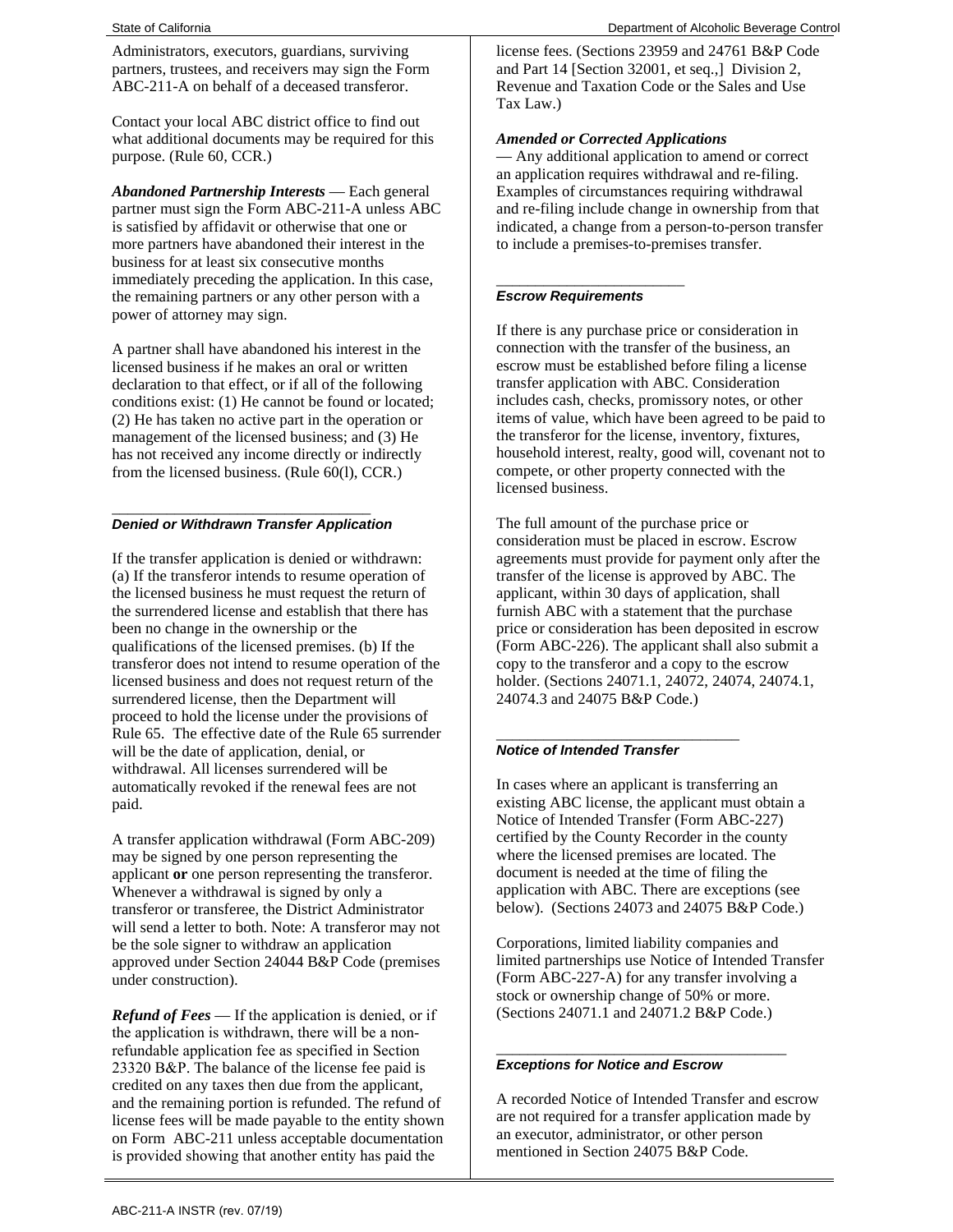Administrators, executors, guardians, surviving partners, trustees, and receivers may sign the Form ABC-211-A on behalf of a deceased transferor.

Contact your local ABC district office to find out what additional documents may be required for this purpose. (Rule 60, CCR.)

***Abandoned Partnership Interests*** — Each general partner must sign the Form ABC-211-A unless ABC is satisfied by affidavit or otherwise that one or more partners have abandoned their interest in the business for at least six consecutive months immediately preceding the application. In this case, the remaining partners or any other person with a power of attorney may sign.

A partner shall have abandoned his interest in the licensed business if he makes an oral or written declaration to that effect, or if all of the following conditions exist: (1) He cannot be found or located; (2) He has taken no active part in the operation or management of the licensed business; and (3) He has not received any income directly or indirectly from the licensed business. (Rule 60(l), CCR.)

### *Denied or Withdrawn Transfer Application*

If the transfer application is denied or withdrawn: (a) If the transferor intends to resume operation of the licensed business he must request the return of the surrendered license and establish that there has been no change in the ownership or the qualifications of the licensed premises. (b) If the transferor does not intend to resume operation of the licensed business and does not request return of the surrendered license, then the Department will proceed to hold the license under the provisions of Rule 65. The effective date of the Rule 65 surrender will be the date of application, denial, or withdrawal. All licenses surrendered will be automatically revoked if the renewal fees are not paid.

A transfer application withdrawal (Form ABC-209) may be signed by one person representing the applicant **or** one person representing the transferor. Whenever a withdrawal is signed by only a transferor or transferee, the District Administrator will send a letter to both. Note: A transferor may not be the sole signer to withdraw an application approved under Section 24044 B&P Code (premises under construction).

***Refund of Fees*** — If the application is denied, or if the application is withdrawn, there will be a non-refundable application fee as specified in Section 23320 B&P. The balance of the license fee paid is credited on any taxes then due from the applicant, and the remaining portion is refunded. The refund of license fees will be made payable to the entity shown on Form ABC-211 unless acceptable documentation is provided showing that another entity has paid the license fees. (Sections 23959 and 24761 B&P Code and Part 14 [Section 32001, et seq.,] Division 2, Revenue and Taxation Code or the Sales and Use Tax Law.)

***Amended or Corrected Applications***
— Any additional application to amend or correct an application requires withdrawal and re-filing. Examples of circumstances requiring withdrawal and re-filing include change in ownership from that indicated, a change from a person-to-person transfer to include a premises-to-premises transfer.

### *Escrow Requirements*

If there is any purchase price or consideration in connection with the transfer of the business, an escrow must be established before filing a license transfer application with ABC. Consideration includes cash, checks, promissory notes, or other items of value, which have been agreed to be paid to the transferor for the license, inventory, fixtures, household interest, realty, good will, covenant not to compete, or other property connected with the licensed business.

The full amount of the purchase price or consideration must be placed in escrow. Escrow agreements must provide for payment only after the transfer of the license is approved by ABC. The applicant, within 30 days of application, shall furnish ABC with a statement that the purchase price or consideration has been deposited in escrow (Form ABC-226). The applicant shall also submit a copy to the transferor and a copy to the escrow holder. (Sections 24071.1, 24072, 24074, 24074.1, 24074.3 and 24075 B&P Code.)

### *Notice of Intended Transfer*

In cases where an applicant is transferring an existing ABC license, the applicant must obtain a Notice of Intended Transfer (Form ABC-227) certified by the County Recorder in the county where the licensed premises are located. The document is needed at the time of filing the application with ABC. There are exceptions (see below). (Sections 24073 and 24075 B&P Code.)

Corporations, limited liability companies and limited partnerships use Notice of Intended Transfer (Form ABC-227-A) for any transfer involving a stock or ownership change of 50% or more. (Sections 24071.1 and 24071.2 B&P Code.)

### *Exceptions for Notice and Escrow*

A recorded Notice of Intended Transfer and escrow are not required for a transfer application made by an executor, administrator, or other person mentioned in Section 24075 B&P Code.